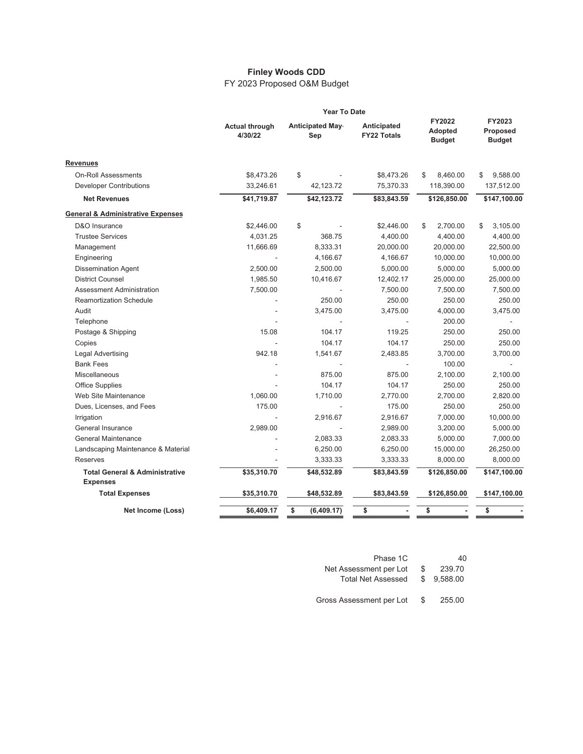# Finley Woods CDD

FY 2023 Proposed O&M Budget

| | Year To Date | | | | |
|---|---|---|---|---|---|
| | Actual through 4/30/22 | Anticipated May-Sep | Anticipated FY22 Totals | FY2022 Adopted Budget | FY2023 Proposed Budget |
| **Revenues** | | | | | |
| On-Roll Assessments | $8,473.26 | $ - | $8,473.26 | $ 8,460.00 | $ 9,588.00 |
| Developer Contributions | 33,246.61 | 42,123.72 | 75,370.33 | 118,390.00 | 137,512.00 |
| **Net Revenues** | **$41,719.87** | **$42,123.72** | **$83,843.59** | **$126,850.00** | **$147,100.00** |
| **General & Administrative Expenses** | | | | | |
| D&O Insurance | $2,446.00 | $ - | $2,446.00 | $ 2,700.00 | $ 3,105.00 |
| Trustee Services | 4,031.25 | 368.75 | 4,400.00 | 4,400.00 | 4,400.00 |
| Management | 11,666.69 | 8,333.31 | 20,000.00 | 20,000.00 | 22,500.00 |
| Engineering | - | 4,166.67 | 4,166.67 | 10,000.00 | 10,000.00 |
| Dissemination Agent | 2,500.00 | 2,500.00 | 5,000.00 | 5,000.00 | 5,000.00 |
| District Counsel | 1,985.50 | 10,416.67 | 12,402.17 | 25,000.00 | 25,000.00 |
| Assessment Administration | 7,500.00 | - | 7,500.00 | 7,500.00 | 7,500.00 |
| Reamortization Schedule | - | 250.00 | 250.00 | 250.00 | 250.00 |
| Audit | - | 3,475.00 | 3,475.00 | 4,000.00 | 3,475.00 |
| Telephone | - | - | - | 200.00 | - |
| Postage & Shipping | 15.08 | 104.17 | 119.25 | 250.00 | 250.00 |
| Copies | - | 104.17 | 104.17 | 250.00 | 250.00 |
| Legal Advertising | 942.18 | 1,541.67 | 2,483.85 | 3,700.00 | 3,700.00 |
| Bank Fees | - | - | - | 100.00 | - |
| Miscellaneous | - | 875.00 | 875.00 | 2,100.00 | 2,100.00 |
| Office Supplies | - | 104.17 | 104.17 | 250.00 | 250.00 |
| Web Site Maintenance | 1,060.00 | 1,710.00 | 2,770.00 | 2,700.00 | 2,820.00 |
| Dues, Licenses, and Fees | 175.00 | - | 175.00 | 250.00 | 250.00 |
| Irrigation | - | 2,916.67 | 2,916.67 | 7,000.00 | 10,000.00 |
| General Insurance | 2,989.00 | - | 2,989.00 | 3,200.00 | 5,000.00 |
| General Maintenance | - | 2,083.33 | 2,083.33 | 5,000.00 | 7,000.00 |
| Landscaping Maintenance & Material | - | 6,250.00 | 6,250.00 | 15,000.00 | 26,250.00 |
| Reserves | - | 3,333.33 | 3,333.33 | 8,000.00 | 8,000.00 |
| **Total General & Administrative Expenses** | **$35,310.70** | **$48,532.89** | **$83,843.59** | **$126,850.00** | **$147,100.00** |
| **Total Expenses** | **$35,310.70** | **$48,532.89** | **$83,843.59** | **$126,850.00** | **$147,100.00** |
| **Net Income (Loss)** | **$6,409.17** | **$ (6,409.17)** | **$ -** | **$ -** | **$ -** |

| | |
|---|---|
| Phase 1C | 40 |
| Net Assessment per Lot | $ 239.70 |
| Total Net Assessed | $ 9,588.00 |
| Gross Assessment per Lot | $ 255.00 |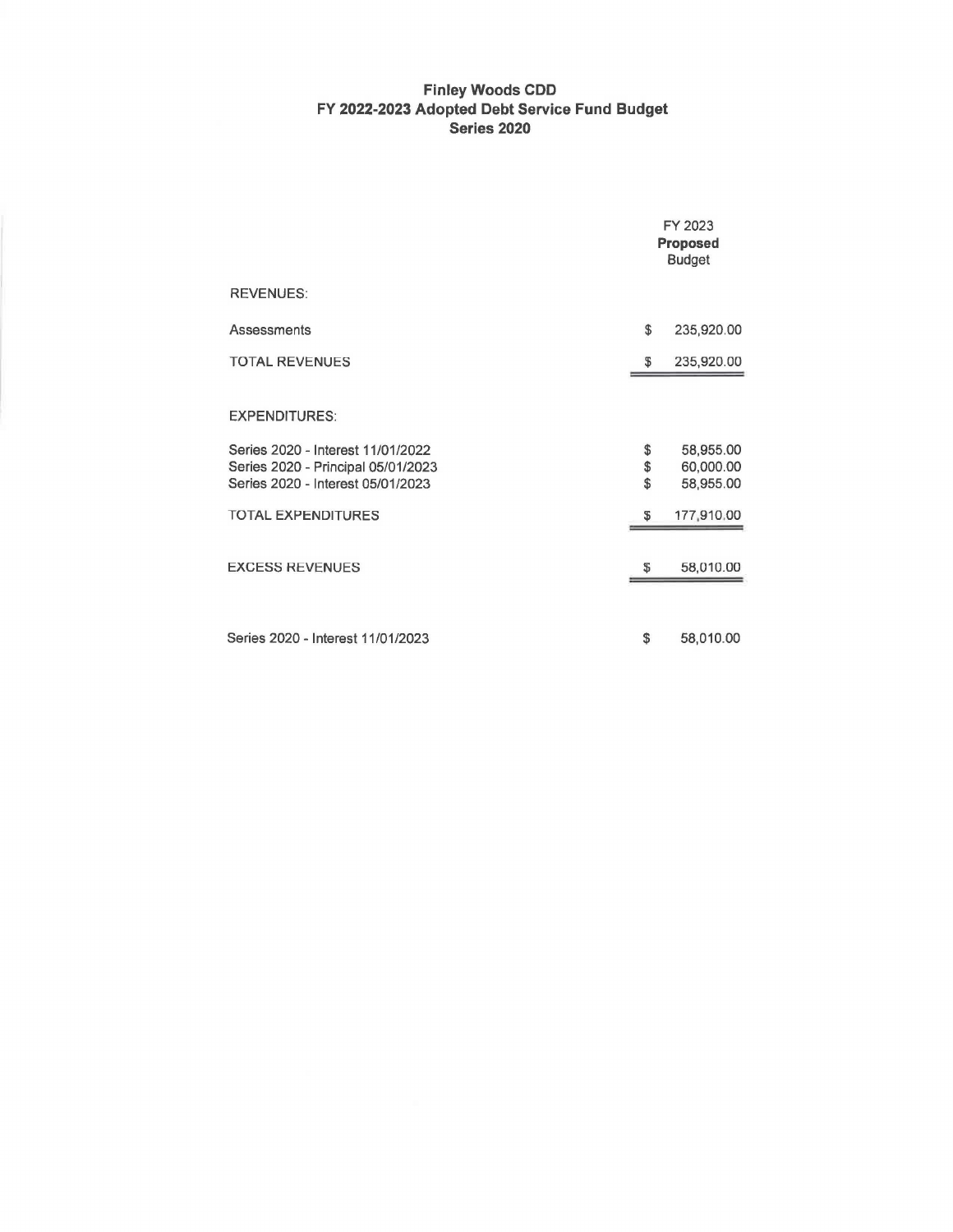## Finley Woods CDD
## FY 2022-2023 Adopted Debt Service Fund Budget
## Series 2020

| | FY 2023 **Proposed** Budget |
|---|---|
| REVENUES: | |
| Assessments | $ 235,920.00 |
| TOTAL REVENUES | $ 235,920.00 |
| EXPENDITURES: | |
| Series 2020 - Interest 11/01/2022 | $ 58,955.00 |
| Series 2020 - Principal 05/01/2023 | $ 60,000.00 |
| Series 2020 - Interest 05/01/2023 | $ 58,955.00 |
| TOTAL EXPENDITURES | $ 177,910.00 |
| EXCESS REVENUES | $ 58,010.00 |
| Series 2020 - Interest 11/01/2023 | $ 58,010.00 |